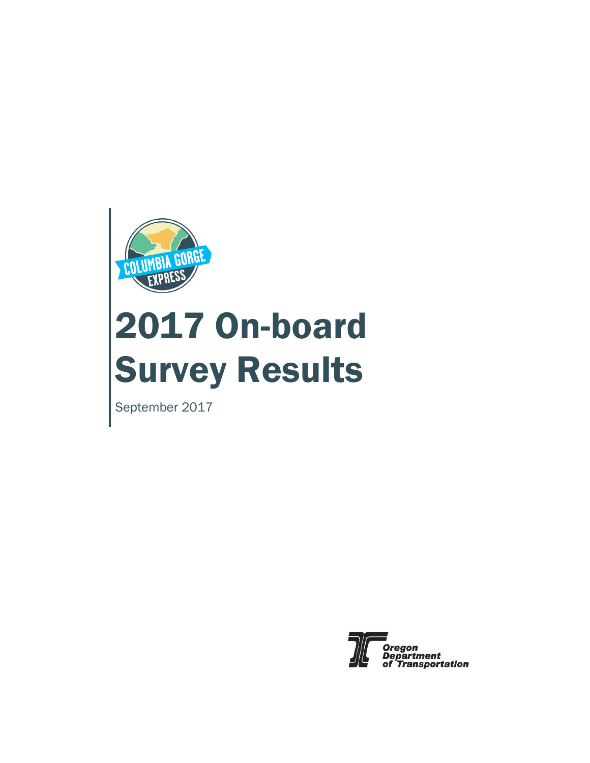COLUMBIA GORGE EXPRESS

# 2017 On-board Survey Results

September 2017

Oregon Department of Transportation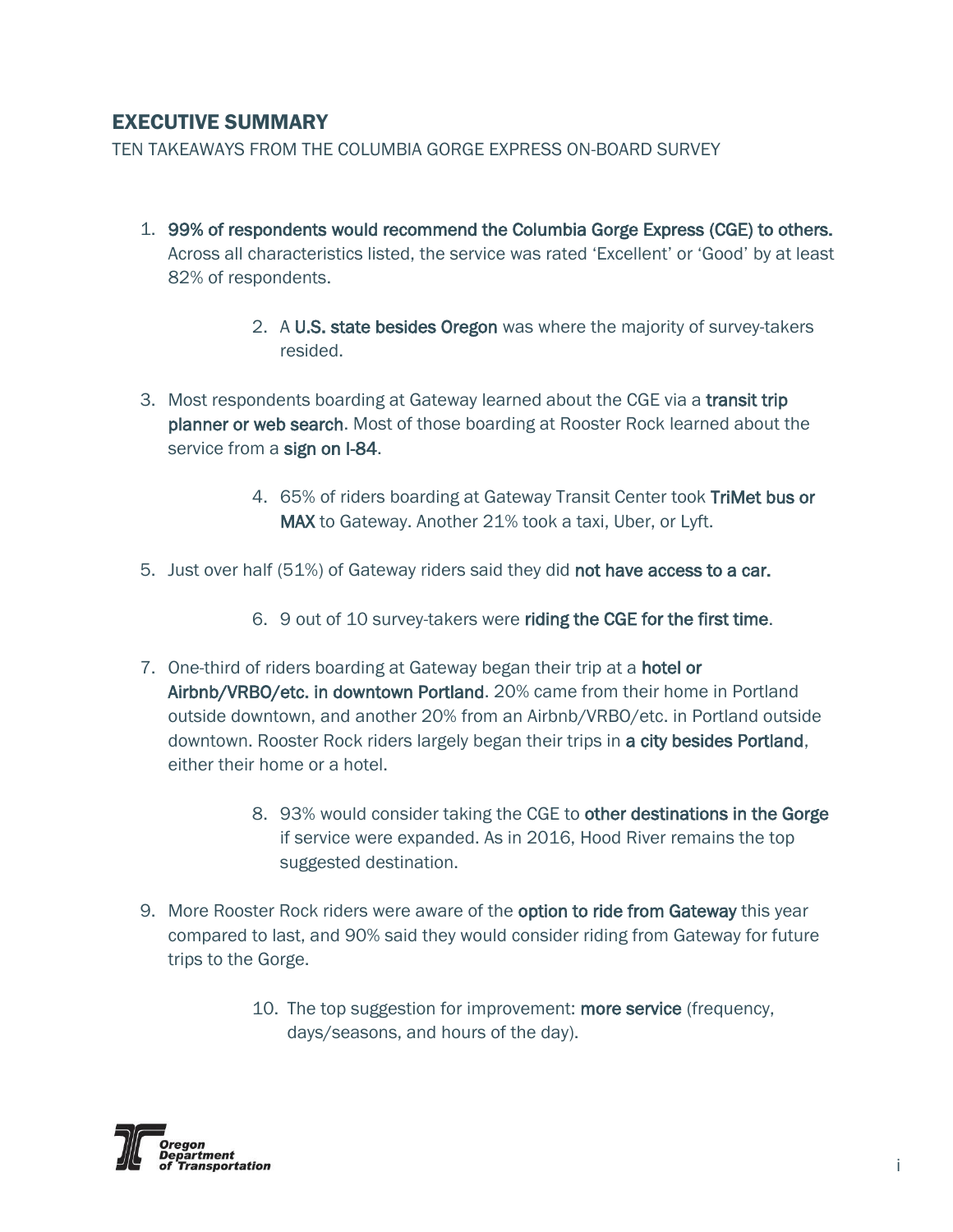## EXECUTIVE SUMMARY

TEN TAKEAWAYS FROM THE COLUMBIA GORGE EXPRESS ON-BOARD SURVEY

1. **99% of respondents would recommend the Columbia Gorge Express (CGE) to others.** Across all characteristics listed, the service was rated 'Excellent' or 'Good' by at least 82% of respondents.
2. A **U.S. state besides Oregon** was where the majority of survey-takers resided.
3. Most respondents boarding at Gateway learned about the CGE via a **transit trip planner or web search**. Most of those boarding at Rooster Rock learned about the service from a **sign on I-84**.
4. 65% of riders boarding at Gateway Transit Center took **TriMet bus or MAX** to Gateway. Another 21% took a taxi, Uber, or Lyft.
5. Just over half (51%) of Gateway riders said they did **not have access to a car.**
6. 9 out of 10 survey-takers were **riding the CGE for the first time**.
7. One-third of riders boarding at Gateway began their trip at a **hotel or Airbnb/VRBO/etc. in downtown Portland**. 20% came from their home in Portland outside downtown, and another 20% from an Airbnb/VRBO/etc. in Portland outside downtown. Rooster Rock riders largely began their trips in **a city besides Portland**, either their home or a hotel.
8. 93% would consider taking the CGE to **other destinations in the Gorge** if service were expanded. As in 2016, Hood River remains the top suggested destination.
9. More Rooster Rock riders were aware of the **option to ride from Gateway** this year compared to last, and 90% said they would consider riding from Gateway for future trips to the Gorge.
10. The top suggestion for improvement: **more service** (frequency, days/seasons, and hours of the day).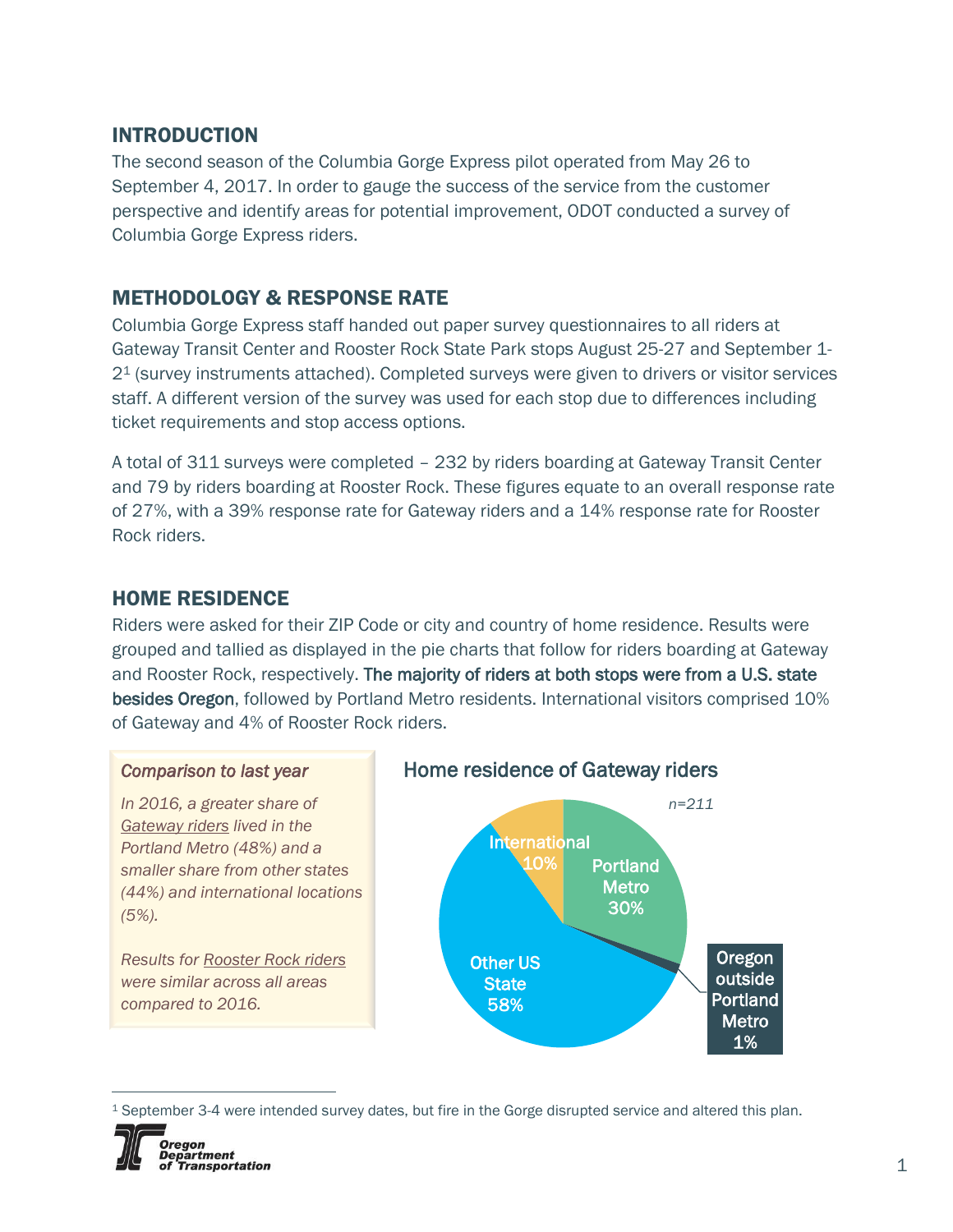## INTRODUCTION

The second season of the Columbia Gorge Express pilot operated from May 26 to September 4, 2017. In order to gauge the success of the service from the customer perspective and identify areas for potential improvement, ODOT conducted a survey of Columbia Gorge Express riders.

## METHODOLOGY & RESPONSE RATE

Columbia Gorge Express staff handed out paper survey questionnaires to all riders at Gateway Transit Center and Rooster Rock State Park stops August 25-27 and September 1-2[1] (survey instruments attached). Completed surveys were given to drivers or visitor services staff. A different version of the survey was used for each stop due to differences including ticket requirements and stop access options.

A total of 311 surveys were completed – 232 by riders boarding at Gateway Transit Center and 79 by riders boarding at Rooster Rock. These figures equate to an overall response rate of 27%, with a 39% response rate for Gateway riders and a 14% response rate for Rooster Rock riders.

## HOME RESIDENCE

Riders were asked for their ZIP Code or city and country of home residence. Results were grouped and tallied as displayed in the pie charts that follow for riders boarding at Gateway and Rooster Rock, respectively. **The majority of riders at both stops were from a U.S. state besides Oregon**, followed by Portland Metro residents. International visitors comprised 10% of Gateway and 4% of Rooster Rock riders.

> ***Comparison to last year***
>
> *In 2016, a greater share of Gateway riders lived in the Portland Metro (48%) and a smaller share from other states (44%) and international locations (5%).*
>
> *Results for Rooster Rock riders were similar across all areas compared to 2016.*

### Home residence of Gateway riders

*n=211*

| Home residence | Share |
|---|---|
| Other US State | 58% |
| Portland Metro | 30% |
| International | 10% |
| Oregon outside Portland Metro | 1% |

[1] September 3-4 were intended survey dates, but fire in the Gorge disrupted service and altered this plan.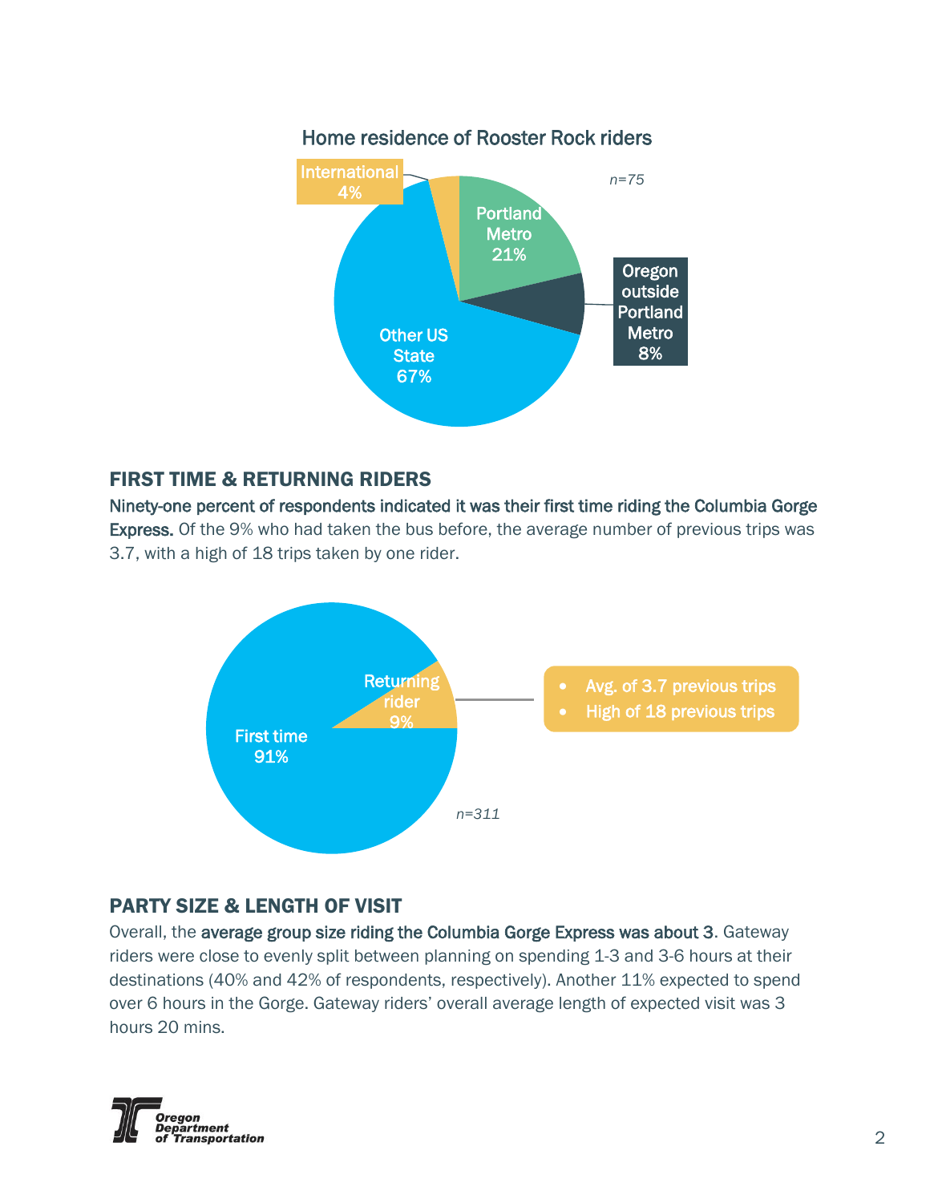Home residence of Rooster Rock riders

n=75

- International 4%
- Portland Metro 21%
- Oregon outside Portland Metro 8%
- Other US State 67%

## FIRST TIME & RETURNING RIDERS

**Ninety-one percent of respondents indicated it was their first time riding the Columbia Gorge Express.** Of the 9% who had taken the bus before, the average number of previous trips was 3.7, with a high of 18 trips taken by one rider.

- First time 91%
- Returning rider 9%
  - Avg. of 3.7 previous trips
  - High of 18 previous trips

n=311

## PARTY SIZE & LENGTH OF VISIT

Overall, the **average group size riding the Columbia Gorge Express was about 3**. Gateway riders were close to evenly split between planning on spending 1-3 and 3-6 hours at their destinations (40% and 42% of respondents, respectively). Another 11% expected to spend over 6 hours in the Gorge. Gateway riders' overall average length of expected visit was 3 hours 20 mins.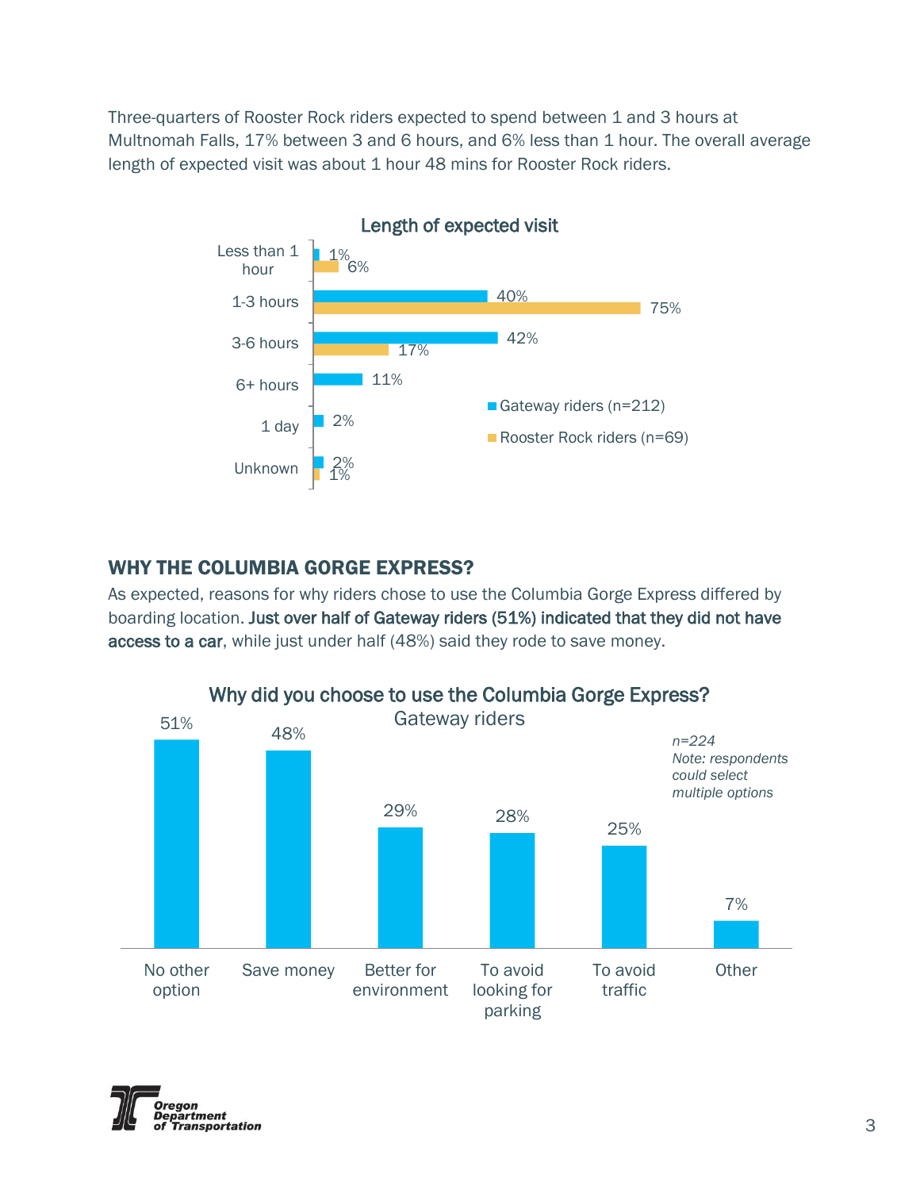Three-quarters of Rooster Rock riders expected to spend between 1 and 3 hours at Multnomah Falls, 17% between 3 and 6 hours, and 6% less than 1 hour. The overall average length of expected visit was about 1 hour 48 mins for Rooster Rock riders.

**Length of expected visit**

| | Gateway riders (n=212) | Rooster Rock riders (n=69) |
|---|---|---|
| Less than 1 hour | 1% | 6% |
| 1-3 hours | 40% | 75% |
| 3-6 hours | 42% | 17% |
| 6+ hours | 11% | |
| 1 day | 2% | |
| Unknown | 2% | 1% |

## WHY THE COLUMBIA GORGE EXPRESS?

As expected, reasons for why riders chose to use the Columbia Gorge Express differed by boarding location. **Just over half of Gateway riders (51%) indicated that they did not have access to a car**, while just under half (48%) said they rode to save money.

**Why did you choose to use the Columbia Gorge Express?**
Gateway riders

*n=224*
*Note: respondents could select multiple options*

| Reason | Percent |
|---|---|
| No other option | 51% |
| Save money | 48% |
| Better for environment | 29% |
| To avoid looking for parking | 28% |
| To avoid traffic | 25% |
| Other | 7% |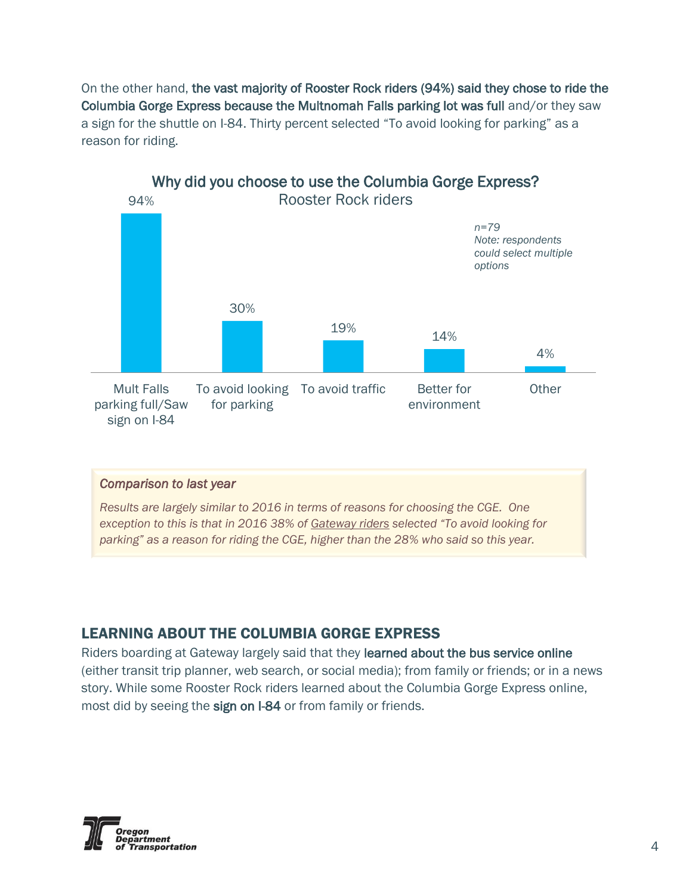On the other hand, **the vast majority of Rooster Rock riders (94%) said they chose to ride the Columbia Gorge Express because the Multnomah Falls parking lot was full** and/or they saw a sign for the shuttle on I-84. Thirty percent selected "To avoid looking for parking" as a reason for riding.

**Why did you choose to use the Columbia Gorge Express?**
Rooster Rock riders

| Reason | Percent |
|---|---|
| Mult Falls parking full/Saw sign on I-84 | 94% |
| To avoid looking for parking | 30% |
| To avoid traffic | 19% |
| Better for environment | 14% |
| Other | 4% |

*n=79*
*Note: respondents could select multiple options*

> ***Comparison to last year***
>
> *Results are largely similar to 2016 in terms of reasons for choosing the CGE. One exception to this is that in 2016 38% of Gateway riders selected "To avoid looking for parking" as a reason for riding the CGE, higher than the 28% who said so this year.*

## LEARNING ABOUT THE COLUMBIA GORGE EXPRESS

Riders boarding at Gateway largely said that they **learned about the bus service online** (either transit trip planner, web search, or social media); from family or friends; or in a news story. While some Rooster Rock riders learned about the Columbia Gorge Express online, most did by seeing the **sign on I-84** or from family or friends.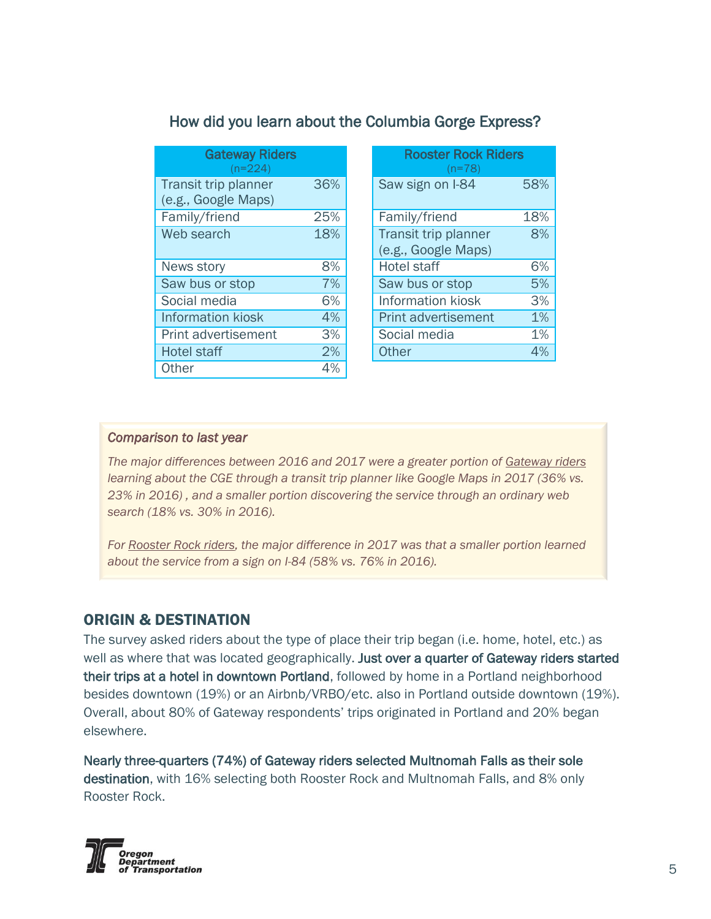### How did you learn about the Columbia Gorge Express?

| Gateway Riders (n=224) | |
|---|---|
| Transit trip planner (e.g., Google Maps) | 36% |
| Family/friend | 25% |
| Web search | 18% |
| News story | 8% |
| Saw bus or stop | 7% |
| Social media | 6% |
| Information kiosk | 4% |
| Print advertisement | 3% |
| Hotel staff | 2% |
| Other | 4% |

| Rooster Rock Riders (n=78) | |
|---|---|
| Saw sign on I-84 | 58% |
| Family/friend | 18% |
| Transit trip planner (e.g., Google Maps) | 8% |
| Hotel staff | 6% |
| Saw bus or stop | 5% |
| Information kiosk | 3% |
| Print advertisement | 1% |
| Social media | 1% |
| Other | 4% |

*Comparison to last year*

*The major differences between 2016 and 2017 were a greater portion of Gateway riders learning about the CGE through a transit trip planner like Google Maps in 2017 (36% vs. 23% in 2016) , and a smaller portion discovering the service through an ordinary web search (18% vs. 30% in 2016).*

*For Rooster Rock riders, the major difference in 2017 was that a smaller portion learned about the service from a sign on I-84 (58% vs. 76% in 2016).*

## ORIGIN & DESTINATION

The survey asked riders about the type of place their trip began (i.e. home, hotel, etc.) as well as where that was located geographically. **Just over a quarter of Gateway riders started their trips at a hotel in downtown Portland**, followed by home in a Portland neighborhood besides downtown (19%) or an Airbnb/VRBO/etc. also in Portland outside downtown (19%). Overall, about 80% of Gateway respondents' trips originated in Portland and 20% began elsewhere.

**Nearly three-quarters (74%) of Gateway riders selected Multnomah Falls as their sole destination**, with 16% selecting both Rooster Rock and Multnomah Falls, and 8% only Rooster Rock.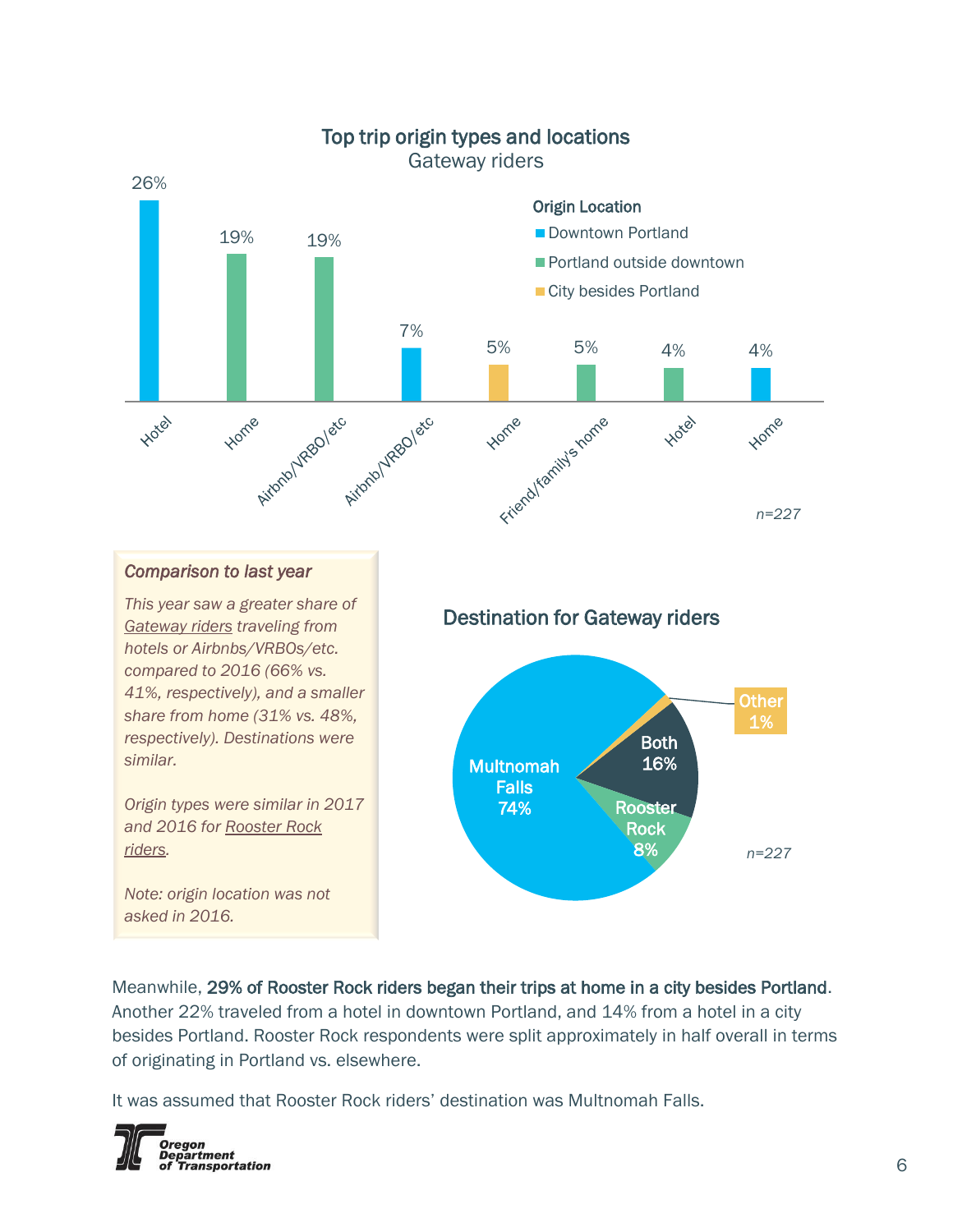## Top trip origin types and locations

Gateway riders

| Origin type | Origin Location | Percent |
|---|---|---|
| Hotel | Downtown Portland | 26% |
| Home | Portland outside downtown | 19% |
| Airbnb/VRBO/etc | Portland outside downtown | 19% |
| Airbnb/VRBO/etc | Downtown Portland | 7% |
| Home | City besides Portland | 5% |
| Friend/family's home | Portland outside downtown | 5% |
| Hotel | Portland outside downtown | 4% |
| Home | Downtown Portland | 4% |

*n=227*

***Comparison to last year***

*This year saw a greater share of Gateway riders traveling from hotels or Airbnbs/VRBOs/etc. compared to 2016 (66% vs. 41%, respectively), and a smaller share from home (31% vs. 48%, respectively). Destinations were similar.*

*Origin types were similar in 2017 and 2016 for Rooster Rock riders.*

*Note: origin location was not asked in 2016.*

## Destination for Gateway riders

| Destination | Percent |
|---|---|
| Multnomah Falls | 74% |
| Both | 16% |
| Rooster Rock | 8% |
| Other | 1% |

*n=227*

Meanwhile, **29% of Rooster Rock riders began their trips at home in a city besides Portland**. Another 22% traveled from a hotel in downtown Portland, and 14% from a hotel in a city besides Portland. Rooster Rock respondents were split approximately in half overall in terms of originating in Portland vs. elsewhere.

It was assumed that Rooster Rock riders' destination was Multnomah Falls.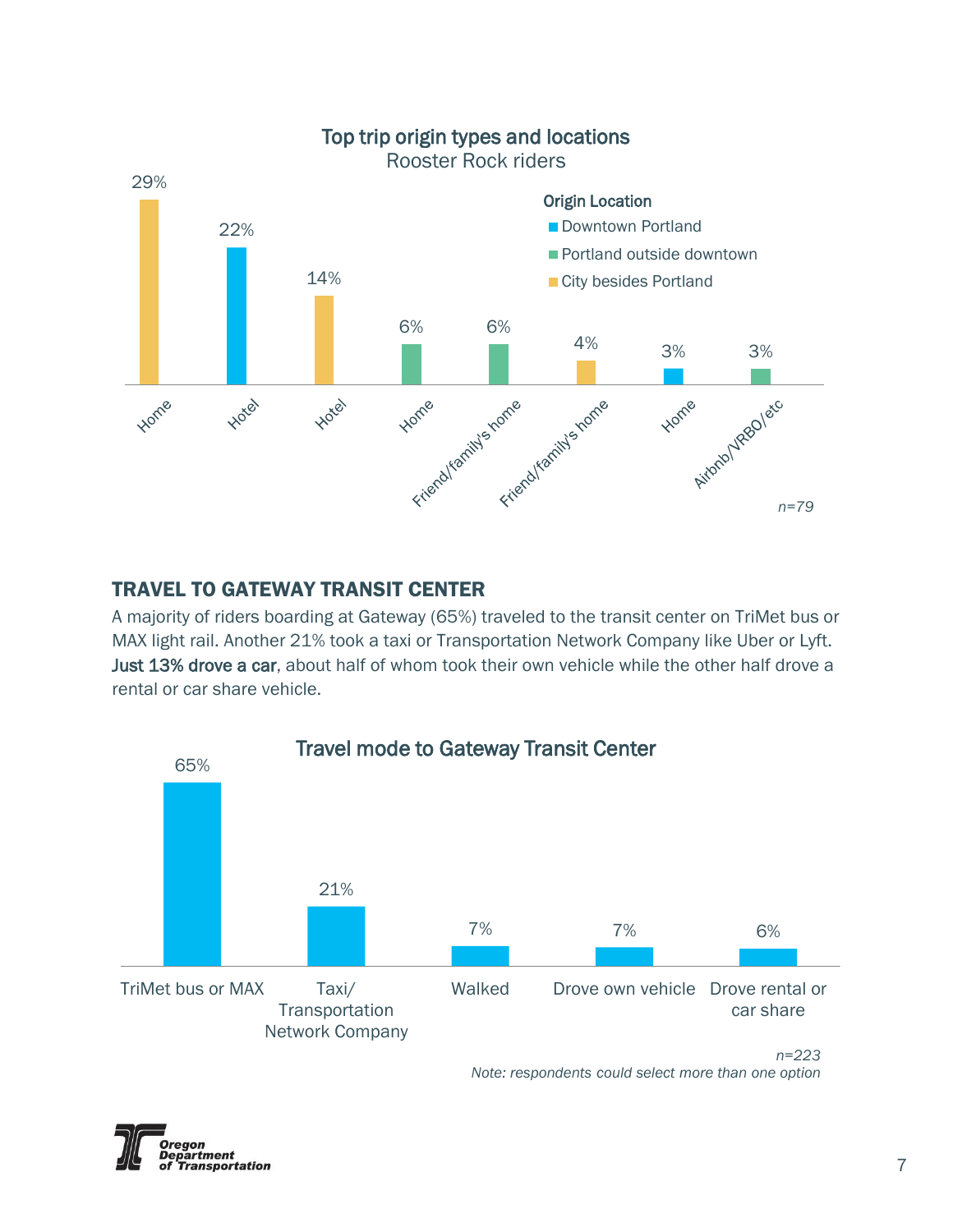**Top trip origin types and locations**
Rooster Rock riders

| Origin type | Origin Location | Percent |
|---|---|---|
| Home | City besides Portland | 29% |
| Hotel | Downtown Portland | 22% |
| Hotel | City besides Portland | 14% |
| Home | Portland outside downtown | 6% |
| Friend/family's home | Portland outside downtown | 6% |
| Friend/family's home | City besides Portland | 4% |
| Home | Downtown Portland | 3% |
| Airbnb/VRBO/etc | Portland outside downtown | 3% |

*n=79*

## TRAVEL TO GATEWAY TRANSIT CENTER

A majority of riders boarding at Gateway (65%) traveled to the transit center on TriMet bus or MAX light rail. Another 21% took a taxi or Transportation Network Company like Uber or Lyft. **Just 13% drove a car**, about half of whom took their own vehicle while the other half drove a rental or car share vehicle.

**Travel mode to Gateway Transit Center**

| Travel mode | Percent |
|---|---|
| TriMet bus or MAX | 65% |
| Taxi/ Transportation Network Company | 21% |
| Walked | 7% |
| Drove own vehicle | 7% |
| Drove rental or car share | 6% |

*n=223*
*Note: respondents could select more than one option*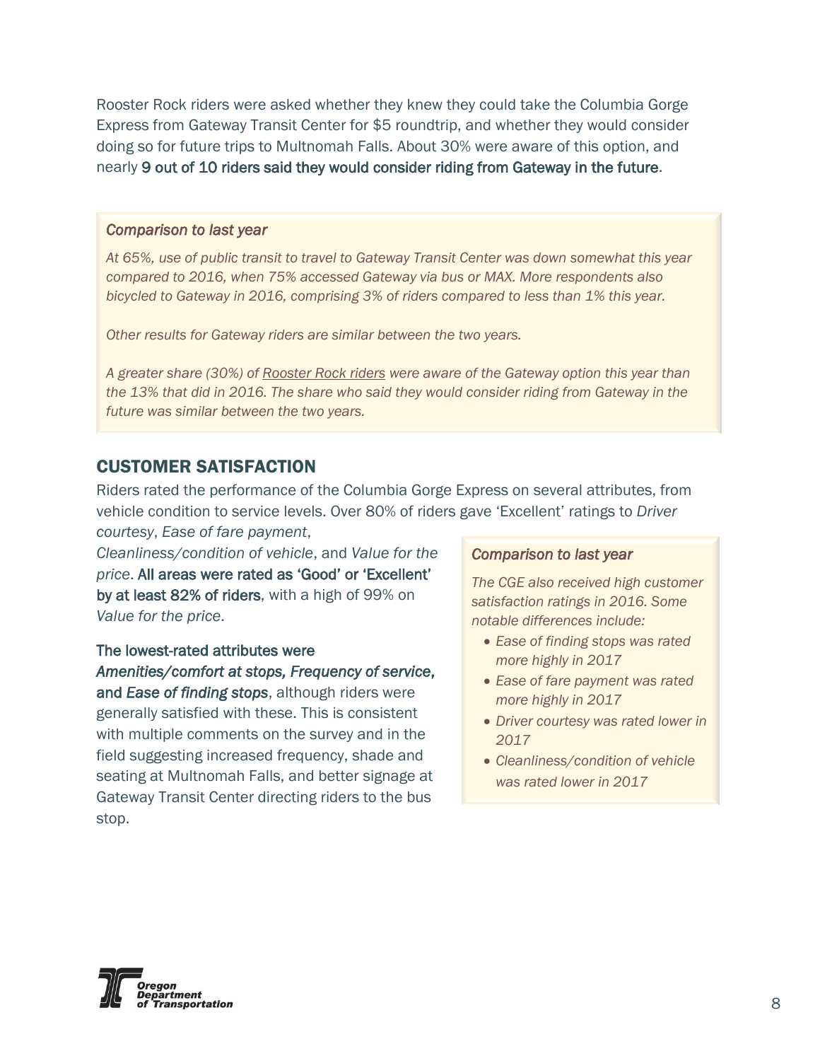Rooster Rock riders were asked whether they knew they could take the Columbia Gorge Express from Gateway Transit Center for $5 roundtrip, and whether they would consider doing so for future trips to Multnomah Falls. About 30% were aware of this option, and nearly **9 out of 10 riders said they would consider riding from Gateway in the future**.

> *Comparison to last year*
>
> *At 65%, use of public transit to travel to Gateway Transit Center was down somewhat this year compared to 2016, when 75% accessed Gateway via bus or MAX. More respondents also bicycled to Gateway in 2016, comprising 3% of riders compared to less than 1% this year.*
>
> *Other results for Gateway riders are similar between the two years.*
>
> *A greater share (30%) of Rooster Rock riders were aware of the Gateway option this year than the 13% that did in 2016. The share who said they would consider riding from Gateway in the future was similar between the two years.*

## CUSTOMER SATISFACTION

Riders rated the performance of the Columbia Gorge Express on several attributes, from vehicle condition to service levels. Over 80% of riders gave 'Excellent' ratings to *Driver courtesy*, *Ease of fare payment*, *Cleanliness/condition of vehicle*, and *Value for the price*. **All areas were rated as 'Good' or 'Excellent' by at least 82% of riders**, with a high of 99% on *Value for the price*.

**The lowest-rated attributes were *Amenities/comfort at stops, Frequency of service,* and *Ease of finding stops***, although riders were generally satisfied with these. This is consistent with multiple comments on the survey and in the field suggesting increased frequency, shade and seating at Multnomah Falls, and better signage at Gateway Transit Center directing riders to the bus stop.

> *Comparison to last year*
>
> *The CGE also received high customer satisfaction ratings in 2016. Some notable differences include:*
>
> - *Ease of finding stops was rated more highly in 2017*
> - *Ease of fare payment was rated more highly in 2017*
> - *Driver courtesy was rated lower in 2017*
> - *Cleanliness/condition of vehicle was rated lower in 2017*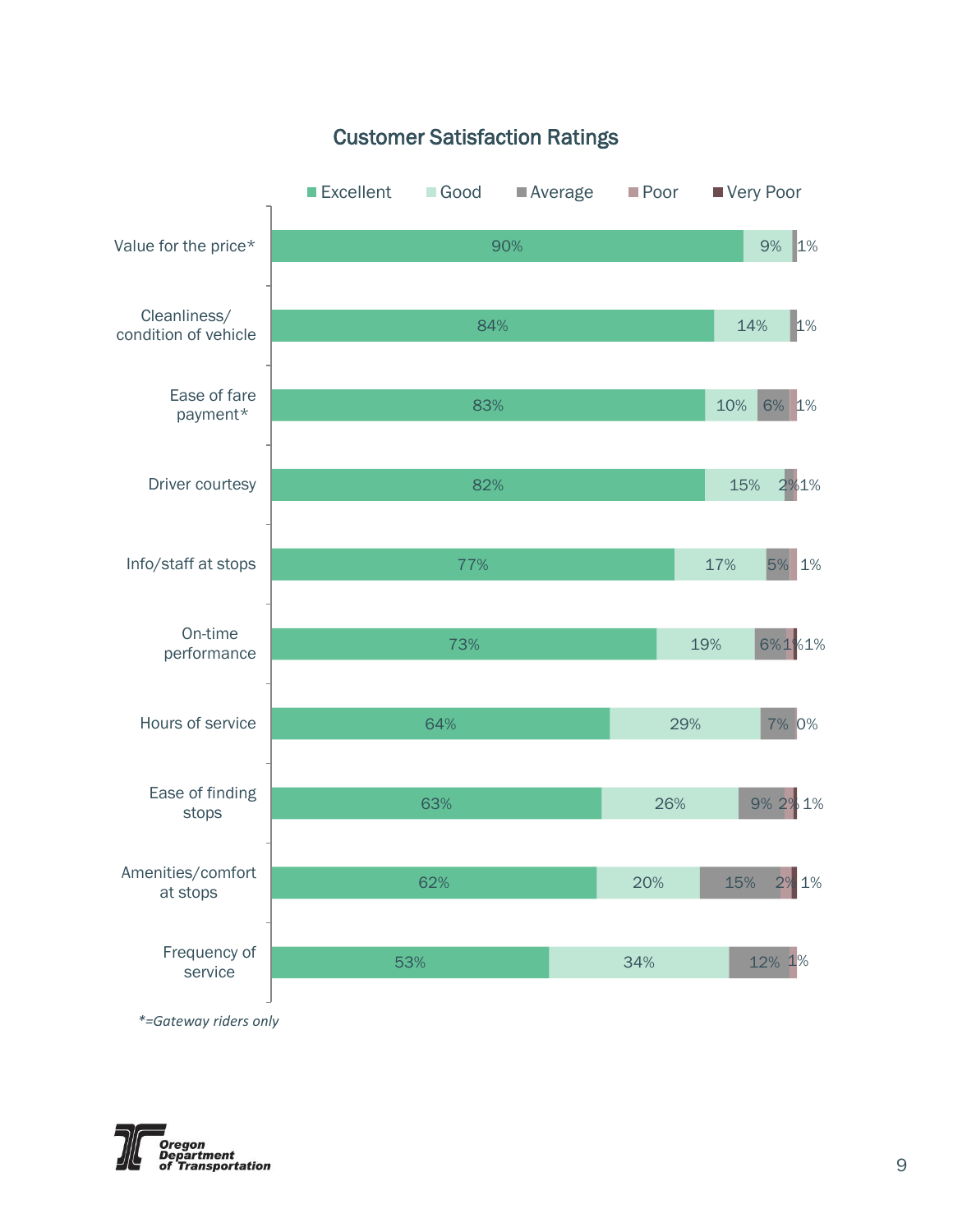## Customer Satisfaction Ratings

| | Excellent | Good | Average | Poor | Very Poor |
|---|---|---|---|---|---|
| Value for the price* | 90% | 9% | 1% | | |
| Cleanliness/ condition of vehicle | 84% | 14% | 1% | | |
| Ease of fare payment* | 83% | 10% | 6% | 1% | |
| Driver courtesy | 82% | 15% | 2% | 1% | |
| Info/staff at stops | 77% | 17% | 5% | 1% | |
| On-time performance | 73% | 19% | 6% | 1% | 1% |
| Hours of service | 64% | 29% | 7% | 0% | |
| Ease of finding stops | 63% | 26% | 9% | 2% | 1% |
| Amenities/comfort at stops | 62% | 20% | 15% | 2% | 1% |
| Frequency of service | 53% | 34% | 12% | 1% | |

*\*=Gateway riders only*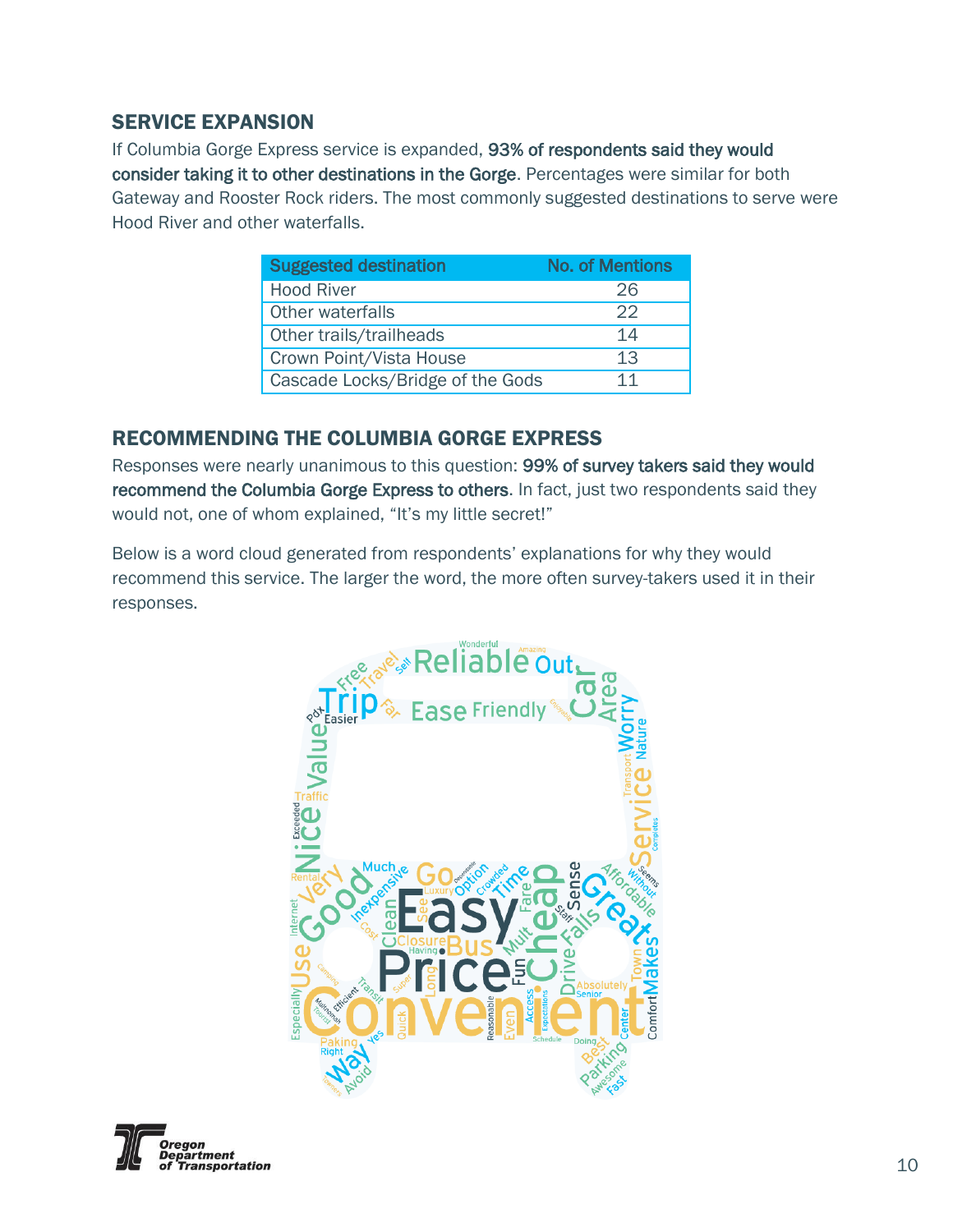## SERVICE EXPANSION

If Columbia Gorge Express service is expanded, **93% of respondents said they would consider taking it to other destinations in the Gorge**. Percentages were similar for both Gateway and Rooster Rock riders. The most commonly suggested destinations to serve were Hood River and other waterfalls.

| Suggested destination | No. of Mentions |
|---|---|
| Hood River | 26 |
| Other waterfalls | 22 |
| Other trails/trailheads | 14 |
| Crown Point/Vista House | 13 |
| Cascade Locks/Bridge of the Gods | 11 |

## RECOMMENDING THE COLUMBIA GORGE EXPRESS

Responses were nearly unanimous to this question: **99% of survey takers said they would recommend the Columbia Gorge Express to others**. In fact, just two respondents said they would not, one of whom explained, "It's my little secret!"

Below is a word cloud generated from respondents' explanations for why they would recommend this service. The larger the word, the more often survey-takers used it in their responses.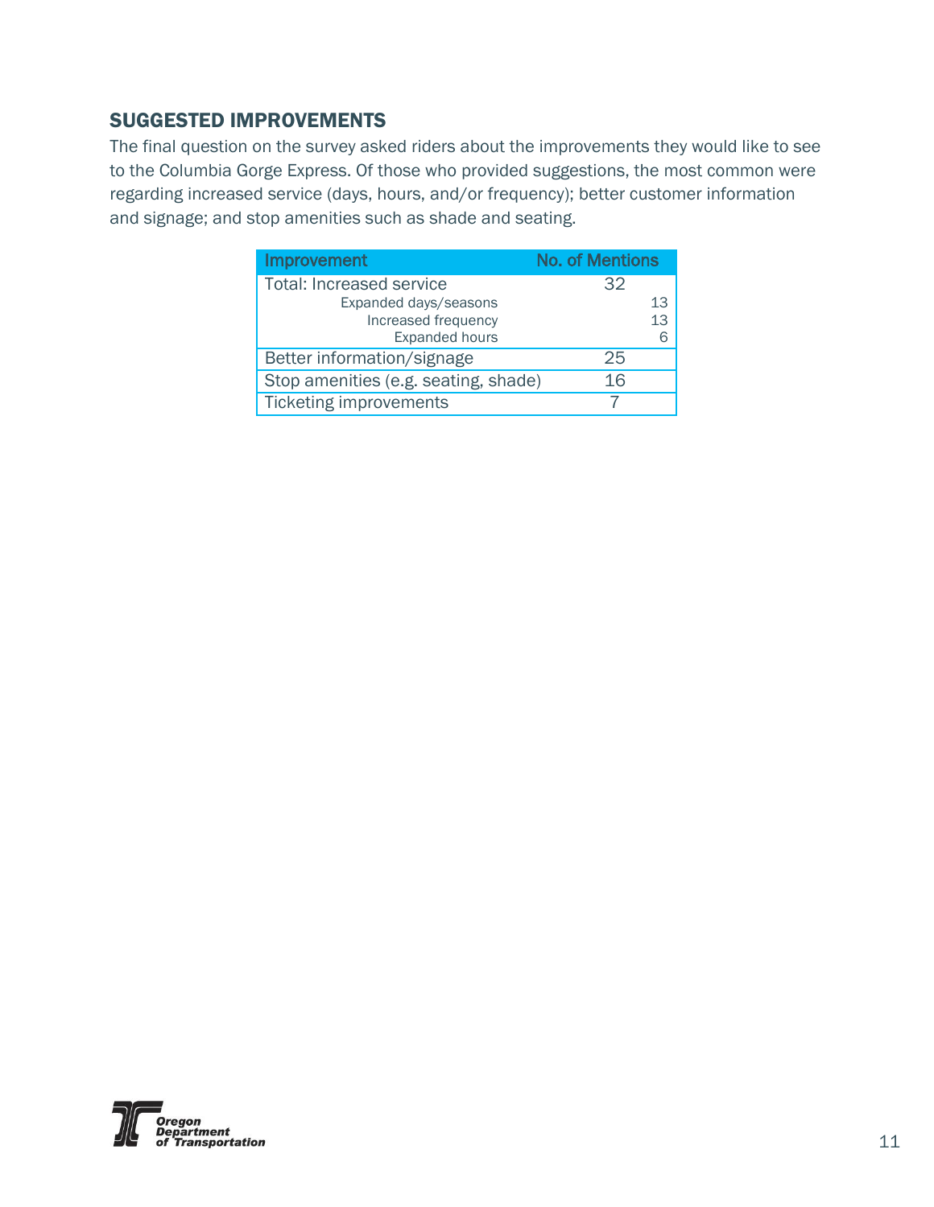## SUGGESTED IMPROVEMENTS

The final question on the survey asked riders about the improvements they would like to see to the Columbia Gorge Express. Of those who provided suggestions, the most common were regarding increased service (days, hours, and/or frequency); better customer information and signage; and stop amenities such as shade and seating.

| Improvement | No. of Mentions |
| --- | --- |
| Total: Increased service | 32 |
| Expanded days/seasons | 13 |
| Increased frequency | 13 |
| Expanded hours | 6 |
| Better information/signage | 25 |
| Stop amenities (e.g. seating, shade) | 16 |
| Ticketing improvements | 7 |